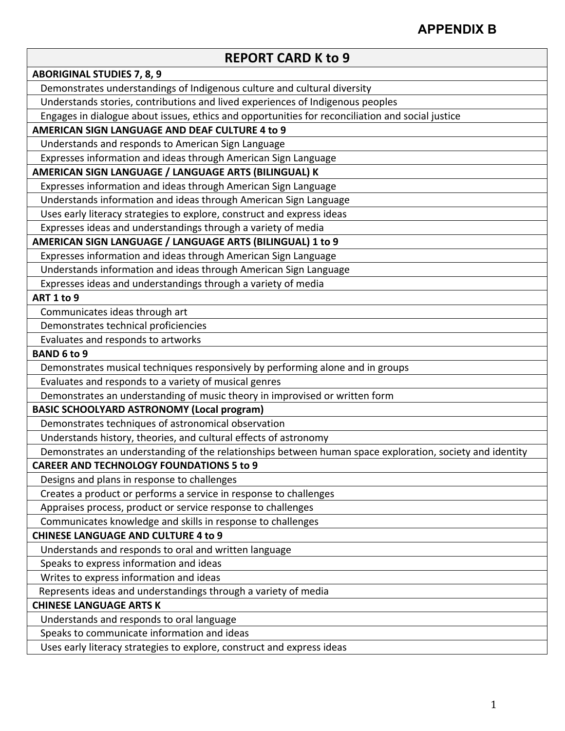# APPENDIX B

| REPORT CARD K to 9 |
|---|
| **ABORIGINAL STUDIES 7, 8, 9** |
| Demonstrates understandings of Indigenous culture and cultural diversity |
| Understands stories, contributions and lived experiences of Indigenous peoples |
| Engages in dialogue about issues, ethics and opportunities for reconciliation and social justice |
| **AMERICAN SIGN LANGUAGE AND DEAF CULTURE 4 to 9** |
| Understands and responds to American Sign Language |
| Expresses information and ideas through American Sign Language |
| **AMERICAN SIGN LANGUAGE / LANGUAGE ARTS (BILINGUAL) K** |
| Expresses information and ideas through American Sign Language |
| Understands information and ideas through American Sign Language |
| Uses early literacy strategies to explore, construct and express ideas |
| Expresses ideas and understandings through a variety of media |
| **AMERICAN SIGN LANGUAGE / LANGUAGE ARTS (BILINGUAL) 1 to 9** |
| Expresses information and ideas through American Sign Language |
| Understands information and ideas through American Sign Language |
| Expresses ideas and understandings through a variety of media |
| **ART 1 to 9** |
| Communicates ideas through art |
| Demonstrates technical proficiencies |
| Evaluates and responds to artworks |
| **BAND 6 to 9** |
| Demonstrates musical techniques responsively by performing alone and in groups |
| Evaluates and responds to a variety of musical genres |
| Demonstrates an understanding of music theory in improvised or written form |
| **BASIC SCHOOLYARD ASTRONOMY (Local program)** |
| Demonstrates techniques of astronomical observation |
| Understands history, theories, and cultural effects of astronomy |
| Demonstrates an understanding of the relationships between human space exploration, society and identity |
| **CAREER AND TECHNOLOGY FOUNDATIONS 5 to 9** |
| Designs and plans in response to challenges |
| Creates a product or performs a service in response to challenges |
| Appraises process, product or service response to challenges |
| Communicates knowledge and skills in response to challenges |
| **CHINESE LANGUAGE AND CULTURE 4 to 9** |
| Understands and responds to oral and written language |
| Speaks to express information and ideas |
| Writes to express information and ideas |
| Represents ideas and understandings through a variety of media |
| **CHINESE LANGUAGE ARTS K** |
| Understands and responds to oral language |
| Speaks to communicate information and ideas |
| Uses early literacy strategies to explore, construct and express ideas |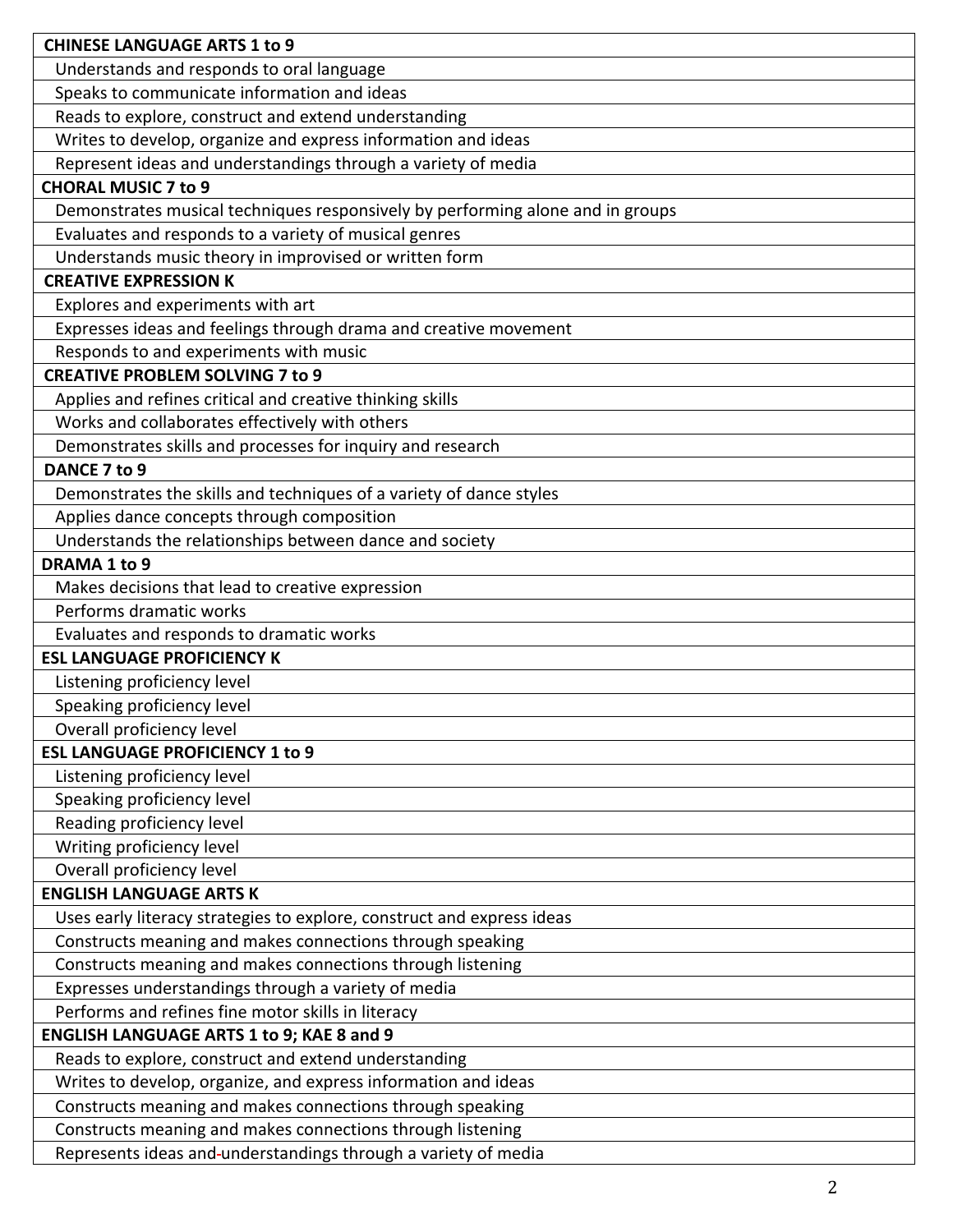| **CHINESE LANGUAGE ARTS 1 to 9** |
|---|
| Understands and responds to oral language |
| Speaks to communicate information and ideas |
| Reads to explore, construct and extend understanding |
| Writes to develop, organize and express information and ideas |
| Represent ideas and understandings through a variety of media |
| **CHORAL MUSIC 7 to 9** |
| Demonstrates musical techniques responsively by performing alone and in groups |
| Evaluates and responds to a variety of musical genres |
| Understands music theory in improvised or written form |
| **CREATIVE EXPRESSION K** |
| Explores and experiments with art |
| Expresses ideas and feelings through drama and creative movement |
| Responds to and experiments with music |
| **CREATIVE PROBLEM SOLVING 7 to 9** |
| Applies and refines critical and creative thinking skills |
| Works and collaborates effectively with others |
| Demonstrates skills and processes for inquiry and research |
| **DANCE 7 to 9** |
| Demonstrates the skills and techniques of a variety of dance styles |
| Applies dance concepts through composition |
| Understands the relationships between dance and society |
| **DRAMA 1 to 9** |
| Makes decisions that lead to creative expression |
| Performs dramatic works |
| Evaluates and responds to dramatic works |
| **ESL LANGUAGE PROFICIENCY K** |
| Listening proficiency level |
| Speaking proficiency level |
| Overall proficiency level |
| **ESL LANGUAGE PROFICIENCY 1 to 9** |
| Listening proficiency level |
| Speaking proficiency level |
| Reading proficiency level |
| Writing proficiency level |
| Overall proficiency level |
| **ENGLISH LANGUAGE ARTS K** |
| Uses early literacy strategies to explore, construct and express ideas |
| Constructs meaning and makes connections through speaking |
| Constructs meaning and makes connections through listening |
| Expresses understandings through a variety of media |
| Performs and refines fine motor skills in literacy |
| **ENGLISH LANGUAGE ARTS 1 to 9; KAE 8 and 9** |
| Reads to explore, construct and extend understanding |
| Writes to develop, organize, and express information and ideas |
| Constructs meaning and makes connections through speaking |
| Constructs meaning and makes connections through listening |
| Represents ideas and understandings through a variety of media |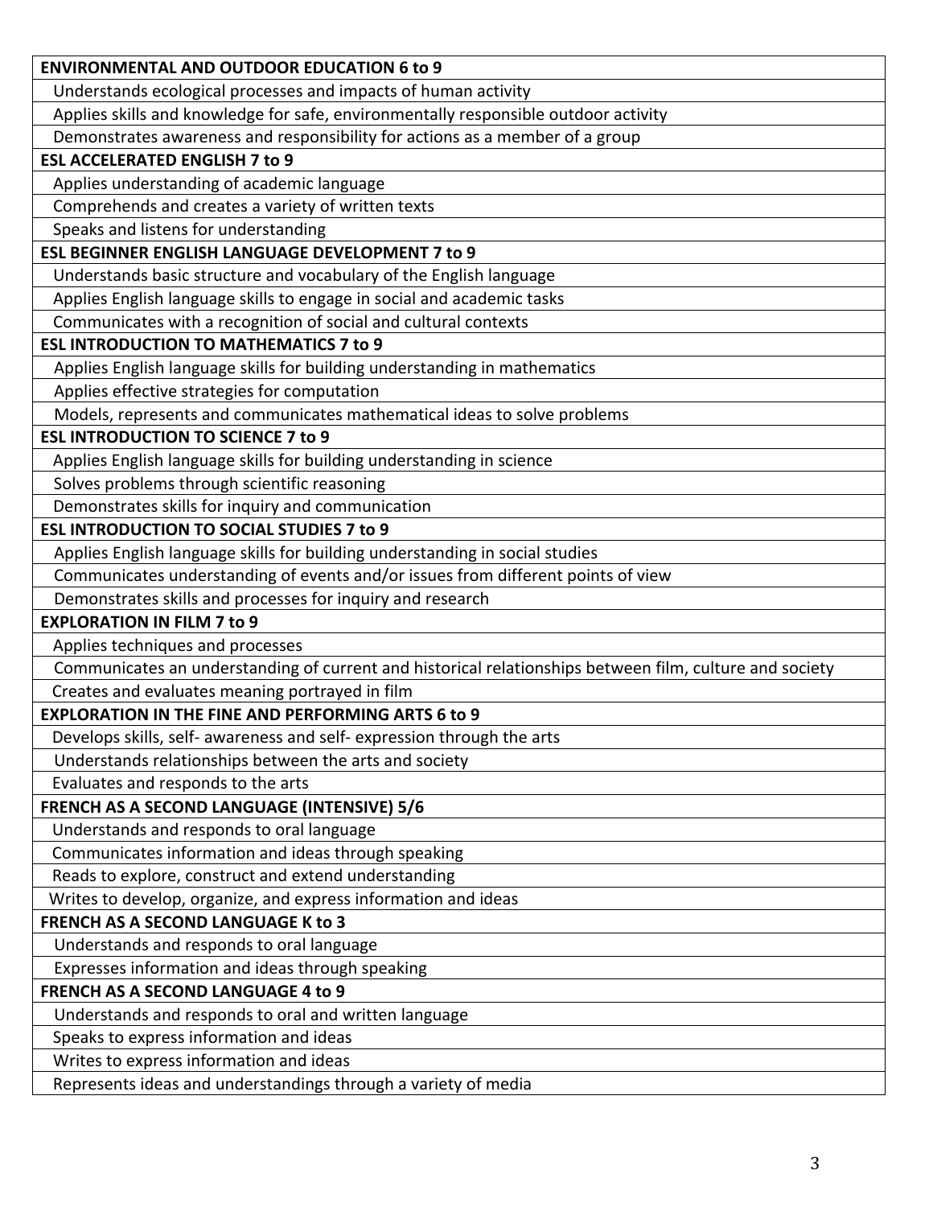| ENVIRONMENTAL AND OUTDOOR EDUCATION 6 to 9 |
|---|
| Understands ecological processes and impacts of human activity |
| Applies skills and knowledge for safe, environmentally responsible outdoor activity |
| Demonstrates awareness and responsibility for actions as a member of a group |
| **ESL ACCELERATED ENGLISH 7 to 9** |
| Applies understanding of academic language |
| Comprehends and creates a variety of written texts |
| Speaks and listens for understanding |
| **ESL BEGINNER ENGLISH LANGUAGE DEVELOPMENT 7 to 9** |
| Understands basic structure and vocabulary of the English language |
| Applies English language skills to engage in social and academic tasks |
| Communicates with a recognition of social and cultural contexts |
| **ESL INTRODUCTION TO MATHEMATICS 7 to 9** |
| Applies English language skills for building understanding in mathematics |
| Applies effective strategies for computation |
| Models, represents and communicates mathematical ideas to solve problems |
| **ESL INTRODUCTION TO SCIENCE 7 to 9** |
| Applies English language skills for building understanding in science |
| Solves problems through scientific reasoning |
| Demonstrates skills for inquiry and communication |
| **ESL INTRODUCTION TO SOCIAL STUDIES 7 to 9** |
| Applies English language skills for building understanding in social studies |
| Communicates understanding of events and/or issues from different points of view |
| Demonstrates skills and processes for inquiry and research |
| **EXPLORATION IN FILM 7 to 9** |
| Applies techniques and processes |
| Communicates an understanding of current and historical relationships between film, culture and society |
| Creates and evaluates meaning portrayed in film |
| **EXPLORATION IN THE FINE AND PERFORMING ARTS 6 to 9** |
| Develops skills, self- awareness and self- expression through the arts |
| Understands relationships between the arts and society |
| Evaluates and responds to the arts |
| **FRENCH AS A SECOND LANGUAGE (INTENSIVE) 5/6** |
| Understands and responds to oral language |
| Communicates information and ideas through speaking |
| Reads to explore, construct and extend understanding |
| Writes to develop, organize, and express information and ideas |
| **FRENCH AS A SECOND LANGUAGE K to 3** |
| Understands and responds to oral language |
| Expresses information and ideas through speaking |
| **FRENCH AS A SECOND LANGUAGE 4 to 9** |
| Understands and responds to oral and written language |
| Speaks to express information and ideas |
| Writes to express information and ideas |
| Represents ideas and understandings through a variety of media |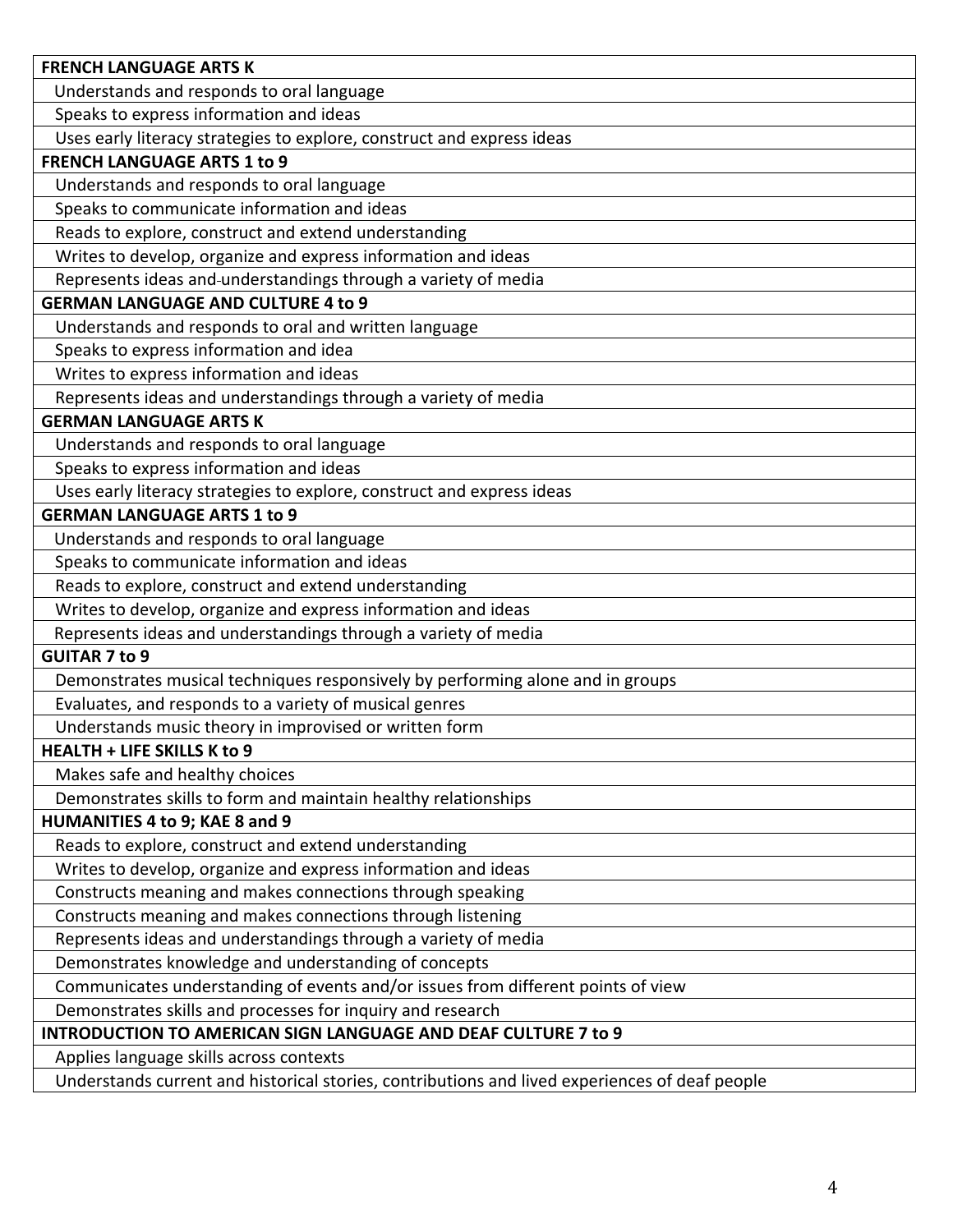| FRENCH LANGUAGE ARTS K |
| --- |
| Understands and responds to oral language |
| Speaks to express information and ideas |
| Uses early literacy strategies to explore, construct and express ideas |
| **FRENCH LANGUAGE ARTS 1 to 9** |
| Understands and responds to oral language |
| Speaks to communicate information and ideas |
| Reads to explore, construct and extend understanding |
| Writes to develop, organize and express information and ideas |
| Represents ideas and understandings through a variety of media |
| **GERMAN LANGUAGE AND CULTURE 4 to 9** |
| Understands and responds to oral and written language |
| Speaks to express information and idea |
| Writes to express information and ideas |
| Represents ideas and understandings through a variety of media |
| **GERMAN LANGUAGE ARTS K** |
| Understands and responds to oral language |
| Speaks to express information and ideas |
| Uses early literacy strategies to explore, construct and express ideas |
| **GERMAN LANGUAGE ARTS 1 to 9** |
| Understands and responds to oral language |
| Speaks to communicate information and ideas |
| Reads to explore, construct and extend understanding |
| Writes to develop, organize and express information and ideas |
| Represents ideas and understandings through a variety of media |
| **GUITAR 7 to 9** |
| Demonstrates musical techniques responsively by performing alone and in groups |
| Evaluates, and responds to a variety of musical genres |
| Understands music theory in improvised or written form |
| **HEALTH + LIFE SKILLS K to 9** |
| Makes safe and healthy choices |
| Demonstrates skills to form and maintain healthy relationships |
| **HUMANITIES 4 to 9; KAE 8 and 9** |
| Reads to explore, construct and extend understanding |
| Writes to develop, organize and express information and ideas |
| Constructs meaning and makes connections through speaking |
| Constructs meaning and makes connections through listening |
| Represents ideas and understandings through a variety of media |
| Demonstrates knowledge and understanding of concepts |
| Communicates understanding of events and/or issues from different points of view |
| Demonstrates skills and processes for inquiry and research |
| **INTRODUCTION TO AMERICAN SIGN LANGUAGE AND DEAF CULTURE 7 to 9** |
| Applies language skills across contexts |
| Understands current and historical stories, contributions and lived experiences of deaf people |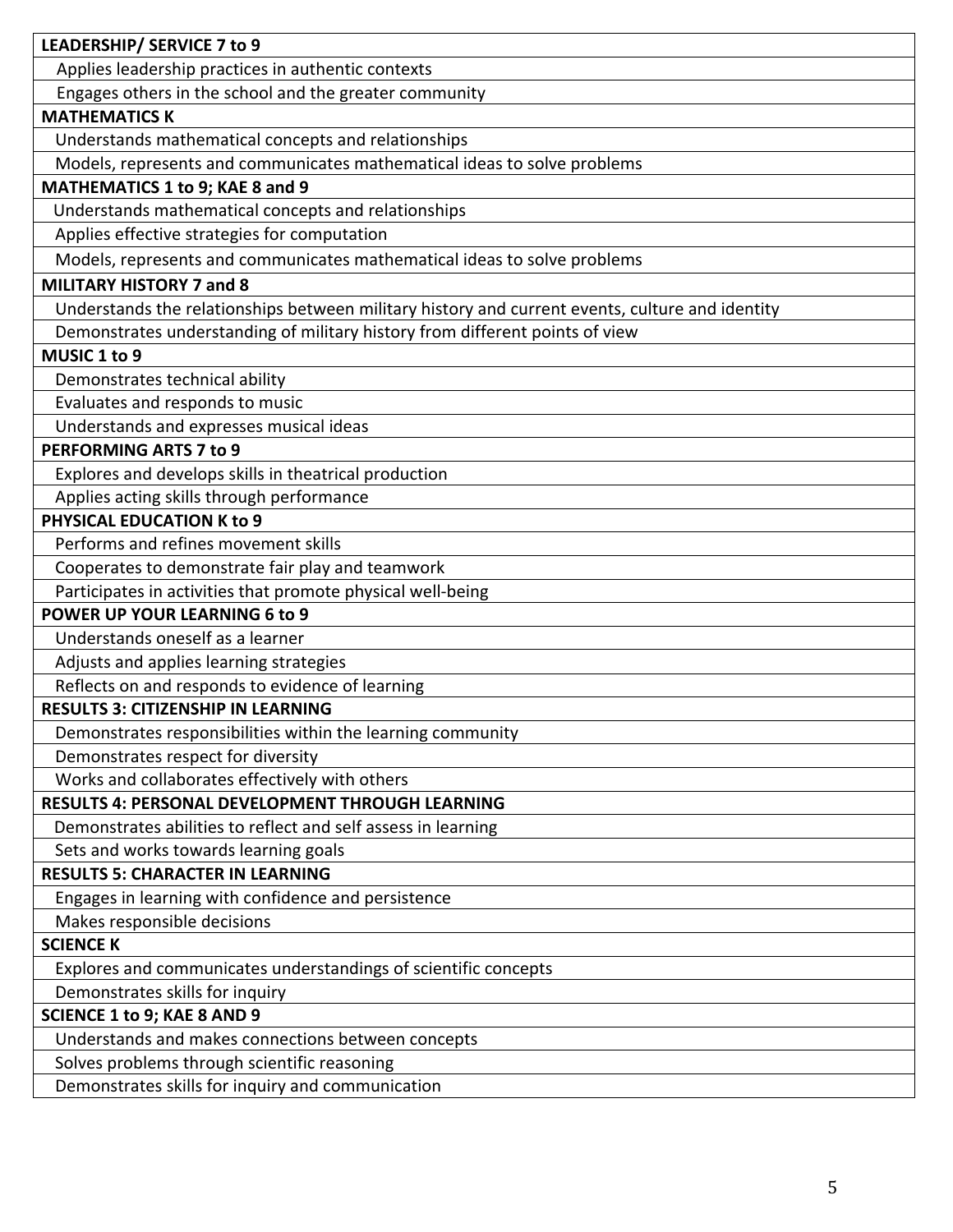| **LEADERSHIP/ SERVICE 7 to 9** |
|---|
| Applies leadership practices in authentic contexts |
| Engages others in the school and the greater community |
| **MATHEMATICS K** |
| Understands mathematical concepts and relationships |
| Models, represents and communicates mathematical ideas to solve problems |
| **MATHEMATICS 1 to 9; KAE 8 and 9** |
| Understands mathematical concepts and relationships |
| Applies effective strategies for computation |
| Models, represents and communicates mathematical ideas to solve problems |
| **MILITARY HISTORY 7 and 8** |
| Understands the relationships between military history and current events, culture and identity |
| Demonstrates understanding of military history from different points of view |
| **MUSIC 1 to 9** |
| Demonstrates technical ability |
| Evaluates and responds to music |
| Understands and expresses musical ideas |
| **PERFORMING ARTS 7 to 9** |
| Explores and develops skills in theatrical production |
| Applies acting skills through performance |
| **PHYSICAL EDUCATION K to 9** |
| Performs and refines movement skills |
| Cooperates to demonstrate fair play and teamwork |
| Participates in activities that promote physical well-being |
| **POWER UP YOUR LEARNING 6 to 9** |
| Understands oneself as a learner |
| Adjusts and applies learning strategies |
| Reflects on and responds to evidence of learning |
| **RESULTS 3: CITIZENSHIP IN LEARNING** |
| Demonstrates responsibilities within the learning community |
| Demonstrates respect for diversity |
| Works and collaborates effectively with others |
| **RESULTS 4: PERSONAL DEVELOPMENT THROUGH LEARNING** |
| Demonstrates abilities to reflect and self assess in learning |
| Sets and works towards learning goals |
| **RESULTS 5: CHARACTER IN LEARNING** |
| Engages in learning with confidence and persistence |
| Makes responsible decisions |
| **SCIENCE K** |
| Explores and communicates understandings of scientific concepts |
| Demonstrates skills for inquiry |
| **SCIENCE 1 to 9; KAE 8 AND 9** |
| Understands and makes connections between concepts |
| Solves problems through scientific reasoning |
| Demonstrates skills for inquiry and communication |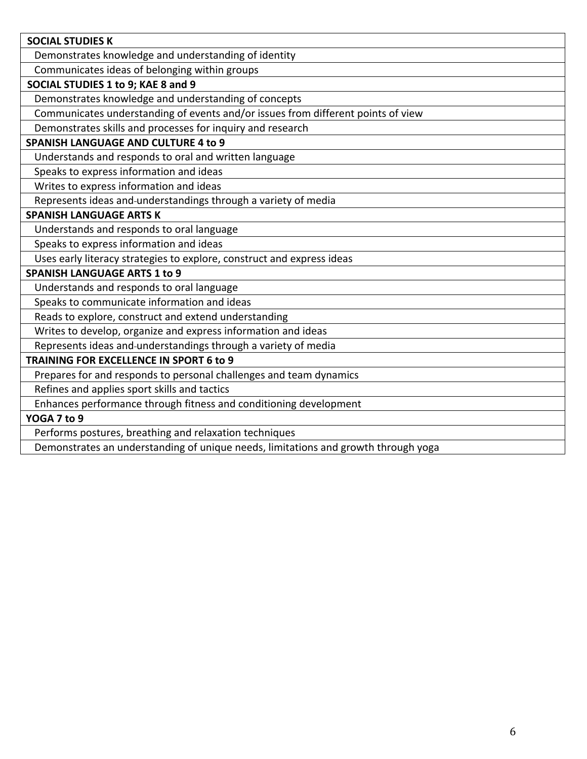| |
|---|
| **SOCIAL STUDIES K** |
| Demonstrates knowledge and understanding of identity |
| Communicates ideas of belonging within groups |
| **SOCIAL STUDIES 1 to 9; KAE 8 and 9** |
| Demonstrates knowledge and understanding of concepts |
| Communicates understanding of events and/or issues from different points of view |
| Demonstrates skills and processes for inquiry and research |
| **SPANISH LANGUAGE AND CULTURE 4 to 9** |
| Understands and responds to oral and written language |
| Speaks to express information and ideas |
| Writes to express information and ideas |
| Represents ideas and understandings through a variety of media |
| **SPANISH LANGUAGE ARTS K** |
| Understands and responds to oral language |
| Speaks to express information and ideas |
| Uses early literacy strategies to explore, construct and express ideas |
| **SPANISH LANGUAGE ARTS 1 to 9** |
| Understands and responds to oral language |
| Speaks to communicate information and ideas |
| Reads to explore, construct and extend understanding |
| Writes to develop, organize and express information and ideas |
| Represents ideas and understandings through a variety of media |
| **TRAINING FOR EXCELLENCE IN SPORT 6 to 9** |
| Prepares for and responds to personal challenges and team dynamics |
| Refines and applies sport skills and tactics |
| Enhances performance through fitness and conditioning development |
| **YOGA 7 to 9** |
| Performs postures, breathing and relaxation techniques |
| Demonstrates an understanding of unique needs, limitations and growth through yoga |